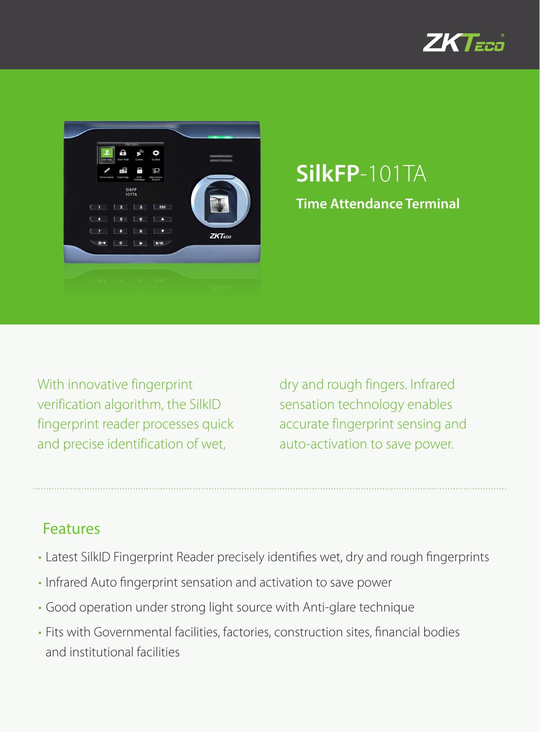# SilkFP-101TA

## Time Attendance Terminal

With innovative fingerprint verification algorithm, the SilkID fingerprint reader processes quick and precise identification of wet, dry and rough fingers. Infrared sensation technology enables accurate fingerprint sensing and auto-activation to save power.

## Features

- Latest SilkID Fingerprint Reader precisely identifies wet, dry and rough fingerprints
- Infrared Auto fingerprint sensation and activation to save power
- Good operation under strong light source with Anti-glare technique
- Fits with Governmental facilities, factories, construction sites, financial bodies and institutional facilities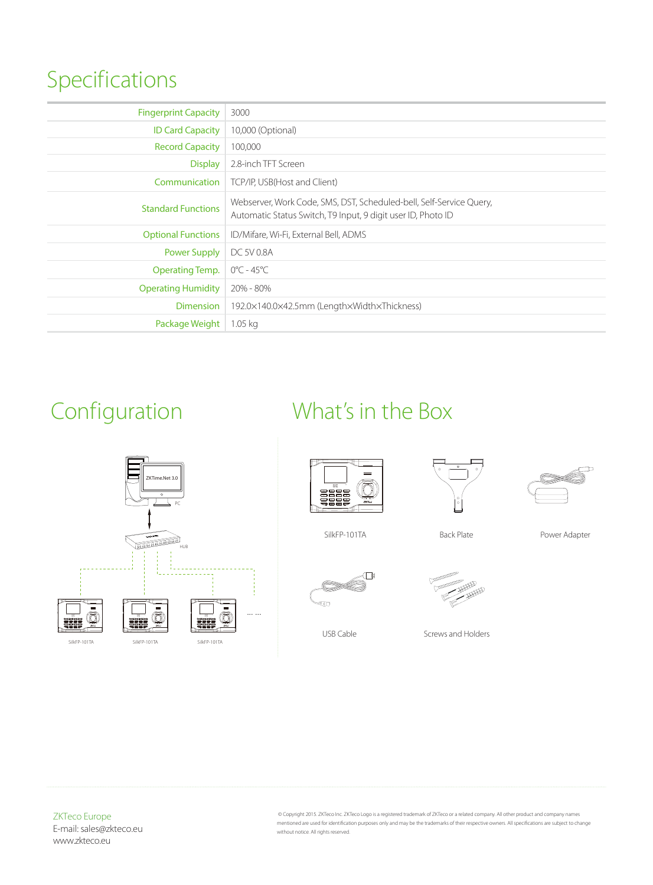# Specifications

| | |
|---|---|
| Fingerprint Capacity | 3000 |
| ID Card Capacity | 10,000 (Optional) |
| Record Capacity | 100,000 |
| Display | 2.8-inch TFT Screen |
| Communication | TCP/IP, USB(Host and Client) |
| Standard Functions | Webserver, Work Code, SMS, DST, Scheduled-bell, Self-Service Query, Automatic Status Switch, T9 Input, 9 digit user ID, Photo ID |
| Optional Functions | ID/Mifare, Wi-Fi, External Bell, ADMS |
| Power Supply | DC 5V 0.8A |
| Operating Temp. | 0°C - 45°C |
| Operating Humidity | 20% - 80% |
| Dimension | 192.0×140.0×42.5mm (Length×Width×Thickness) |
| Package Weight | 1.05 kg |

# Configuration

ZKTime.Net 3.0

PC

HUB

SilkFP-101TA

SilkFP-101TA

SilkFP-101TA

... ...

# What's in the Box

SilkFP-101TA

Back Plate

Power Adapter

USB Cable

Screws and Holders

ZKTeco Europe
E-mail: sales@zkteco.eu
www.zkteco.eu

© Copyright 2015. ZKTeco Inc. ZKTeco Logo is a registered trademark of ZKTeco or a related company. All other product and company names mentioned are used for identification purposes only and may be the trademarks of their respective owners. All specifications are subject to change without notice. All rights reserved.